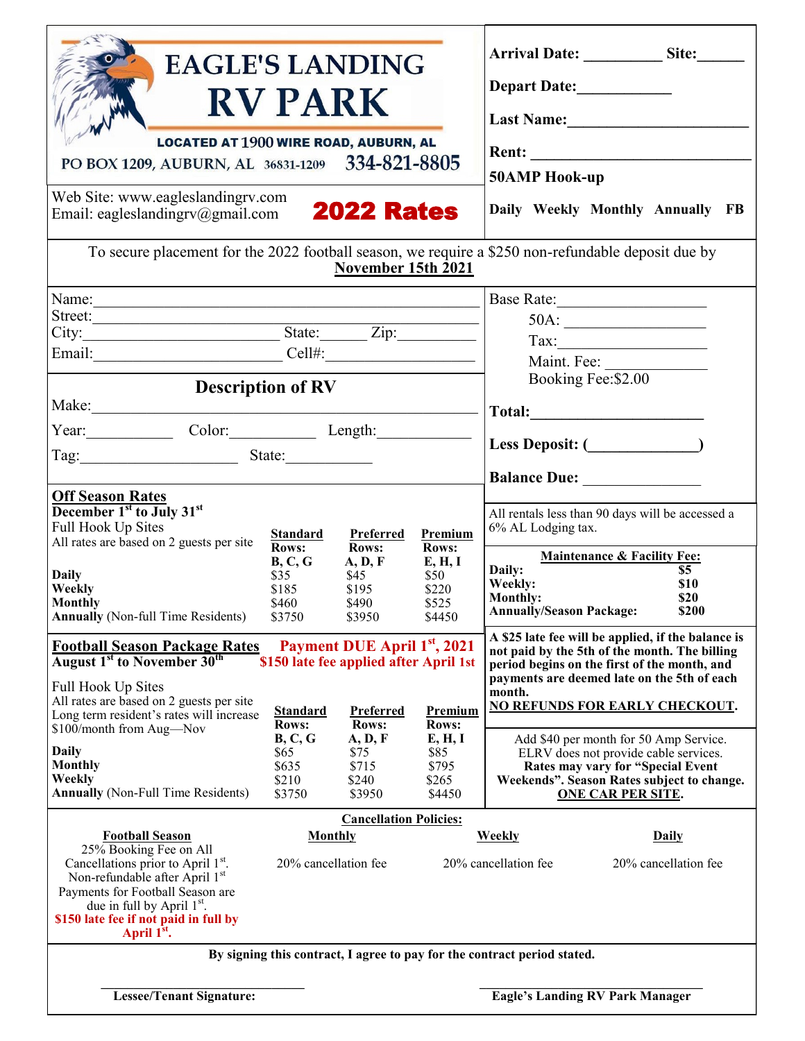# EAGLE'S LANDING RV PARK

**LOCATED AT 1900 WIRE ROAD, AUBURN, AL**

PO BOX 1209, AUBURN, AL 36831-1209 334-821-8805

Web Site: www.eagleslandingrv.com
Email: eagleslandingrv@gmail.com

## 2022 Rates

**Arrival Date:** __________ **Site:**______

**Depart Date:**____________

**Last Name:**______________________

**Rent:** ___________________________

**50AMP Hook-up**

**Daily Weekly Monthly Annually FB**

To secure placement for the 2022 football season, we require a $250 non-refundable deposit due by **November 15th 2021**

Name:______________________________________________
Street:______________________________________________
City:__________________________ State:______ Zip:__________
Email:__________________________ Cell#:___________________

### Description of RV

Make:______________________________________________

Year:___________ Color:___________ Length:____________

Tag:____________________ State:___________

Base Rate:__________________

50A: __________________

Tax:___________________

Maint. Fee: ____________

Booking Fee:$2.00

**Total:**______________________

**Less Deposit: (**_____________**)**

**Balance Due:** ______________

### Off Season Rates

**December 1st to July 31st**

Full Hook Up Sites
All rates are based on 2 guests per site

| | Standard Rows: B, C, G | Preferred Rows: A, D, F | Premium Rows: E, H, I |
|---|---|---|---|
| **Daily** | $35 | $45 | $50 |
| **Weekly** | $185 | $195 | $220 |
| **Monthly** | $460 | $490 | $525 |
| **Annually** (Non-full Time Residents) | $3750 | $3950 | $4450 |

All rentals less than 90 days will be accessed a 6% AL Lodging tax.

**Maintenance & Facility Fee:**

| | |
|---|---|
| **Daily:** | **$5** |
| **Weekly:** | **$10** |
| **Monthly:** | **$20** |
| **Annually/Season Package:** | **$200** |

### Football Season Package Rates

**August 1st to November 30th**

**Payment DUE April 1st, 2021**
**$150 late fee applied after April 1st**

Full Hook Up Sites
All rates are based on 2 guests per site
Long term resident's rates will increase $100/month from Aug—Nov

| | Standard Rows: B, C, G | Preferred Rows: A, D, F | Premium Rows: E, H, I |
|---|---|---|---|
| **Daily** | $65 | $75 | $85 |
| **Monthly** | $635 | $715 | $795 |
| **Weekly** | $210 | $240 | $265 |
| **Annually** (Non-Full Time Residents) | $3750 | $3950 | $4450 |

**A $25 late fee will be applied, if the balance is not paid by the 5th of the month. The billing period begins on the first of the month, and payments are deemed late on the 5th of each month.**

**NO REFUNDS FOR EARLY CHECKOUT.**

Add $40 per month for 50 Amp Service.
ELRV does not provide cable services.
**Rates may vary for "Special Event Weekends". Season Rates subject to change.**
**ONE CAR PER SITE.**

### Cancellation Policies:

| Football Season | Monthly | Weekly | Daily |
|---|---|---|---|
| 25% Booking Fee on All Cancellations prior to April 1st. Non-refundable after April 1st Payments for Football Season are due in full by April 1st. **$150 late fee if not paid in full by April 1st.** | 20% cancellation fee | 20% cancellation fee | 20% cancellation fee |

**By signing this contract, I agree to pay for the contract period stated.**

______________________________
**Lessee/Tenant Signature:**

______________________________
**Eagle's Landing RV Park Manager**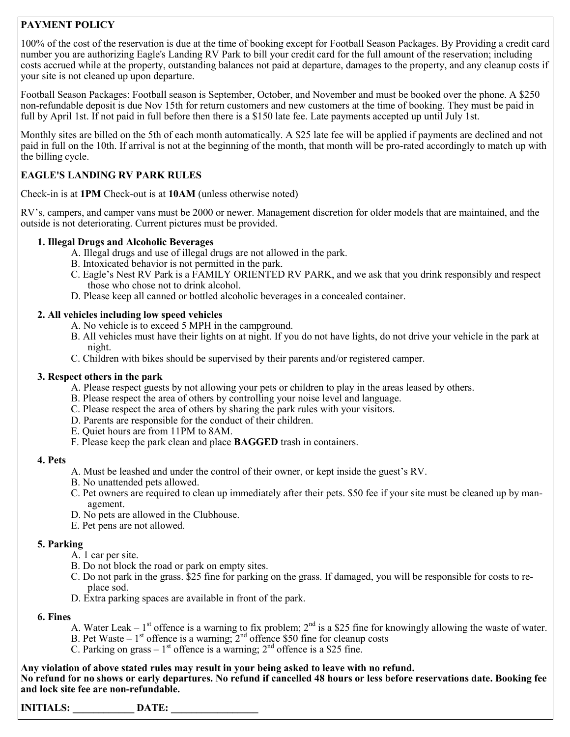## PAYMENT POLICY

100% of the cost of the reservation is due at the time of booking except for Football Season Packages. By Providing a credit card number you are authorizing Eagle's Landing RV Park to bill your credit card for the full amount of the reservation; including costs accrued while at the property, outstanding balances not paid at departure, damages to the property, and any cleanup costs if your site is not cleaned up upon departure.

Football Season Packages: Football season is September, October, and November and must be booked over the phone. A $250 non-refundable deposit is due Nov 15th for return customers and new customers at the time of booking. They must be paid in full by April 1st. If not paid in full before then there is a $150 late fee. Late payments accepted up until July 1st.

Monthly sites are billed on the 5th of each month automatically. A $25 late fee will be applied if payments are declined and not paid in full on the 10th. If arrival is not at the beginning of the month, that month will be pro-rated accordingly to match up with the billing cycle.

## EAGLE'S LANDING RV PARK RULES

Check-in is at **1PM** Check-out is at **10AM** (unless otherwise noted)

RV's, campers, and camper vans must be 2000 or newer. Management discretion for older models that are maintained, and the outside is not deteriorating. Current pictures must be provided.

**1. Illegal Drugs and Alcoholic Beverages**

A. Illegal drugs and use of illegal drugs are not allowed in the park.
B. Intoxicated behavior is not permitted in the park.
C. Eagle's Nest RV Park is a FAMILY ORIENTED RV PARK, and we ask that you drink responsibly and respect those who chose not to drink alcohol.
D. Please keep all canned or bottled alcoholic beverages in a concealed container.

**2. All vehicles including low speed vehicles**

A. No vehicle is to exceed 5 MPH in the campground.
B. All vehicles must have their lights on at night. If you do not have lights, do not drive your vehicle in the park at night.
C. Children with bikes should be supervised by their parents and/or registered camper.

**3. Respect others in the park**

A. Please respect guests by not allowing your pets or children to play in the areas leased by others.
B. Please respect the area of others by controlling your noise level and language.
C. Please respect the area of others by sharing the park rules with your visitors.
D. Parents are responsible for the conduct of their children.
E. Quiet hours are from 11PM to 8AM.
F. Please keep the park clean and place **BAGGED** trash in containers.

**4. Pets**

A. Must be leashed and under the control of their owner, or kept inside the guest's RV.
B. No unattended pets allowed.
C. Pet owners are required to clean up immediately after their pets. $50 fee if your site must be cleaned up by management.
D. No pets are allowed in the Clubhouse.
E. Pet pens are not allowed.

**5. Parking**

A. 1 car per site.
B. Do not block the road or park on empty sites.
C. Do not park in the grass. $25 fine for parking on the grass. If damaged, you will be responsible for costs to replace sod.
D. Extra parking spaces are available in front of the park.

**6. Fines**

A. Water Leak – 1st offence is a warning to fix problem; 2nd is a $25 fine for knowingly allowing the waste of water.
B. Pet Waste – 1st offence is a warning; 2nd offence $50 fine for cleanup costs
C. Parking on grass – 1st offence is a warning; 2nd offence is a $25 fine.

**Any violation of above stated rules may result in your being asked to leave with no refund.**
**No refund for no shows or early departures. No refund if cancelled 48 hours or less before reservations date. Booking fee and lock site fee are non-refundable.**

**INITIALS:** ____________ **DATE:** _________________